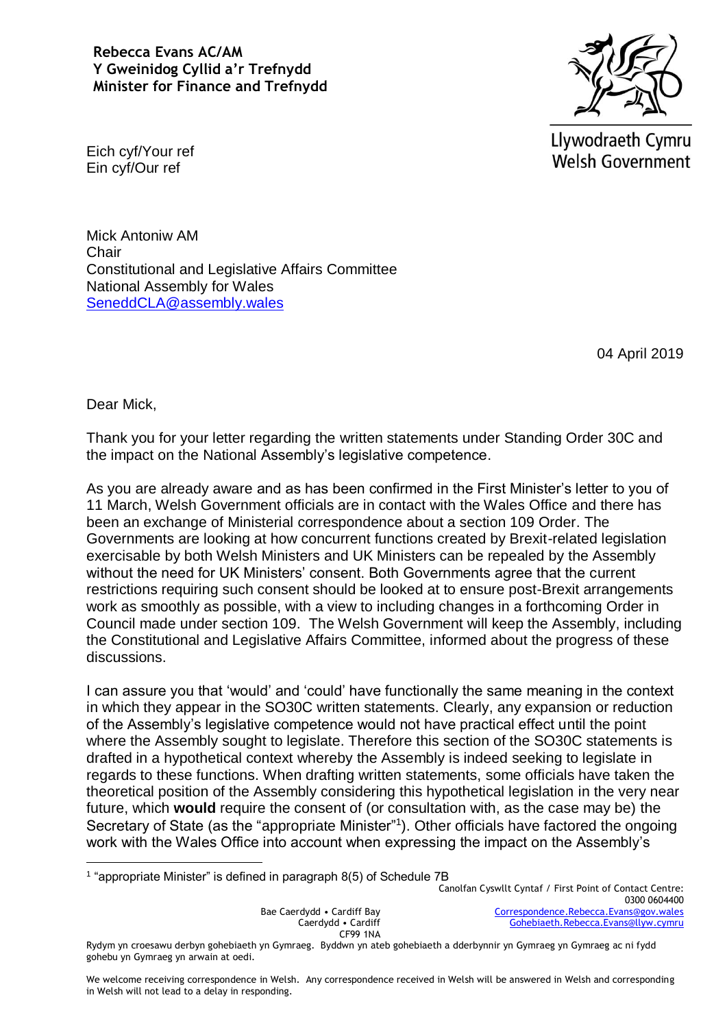**Rebecca Evans AC/AM**
**Y Gweinidog Cyllid a'r Trefnydd**
**Minister for Finance and Trefnydd**

Llywodraeth Cymru
Welsh Government

Eich cyf/Your ref
Ein cyf/Our ref

Mick Antoniw AM
Chair
Constitutional and Legislative Affairs Committee
National Assembly for Wales
SeneddCLA@assembly.wales

04 April 2019

Dear Mick,

Thank you for your letter regarding the written statements under Standing Order 30C and the impact on the National Assembly's legislative competence.

As you are already aware and as has been confirmed in the First Minister's letter to you of 11 March, Welsh Government officials are in contact with the Wales Office and there has been an exchange of Ministerial correspondence about a section 109 Order. The Governments are looking at how concurrent functions created by Brexit-related legislation exercisable by both Welsh Ministers and UK Ministers can be repealed by the Assembly without the need for UK Ministers' consent. Both Governments agree that the current restrictions requiring such consent should be looked at to ensure post-Brexit arrangements work as smoothly as possible, with a view to including changes in a forthcoming Order in Council made under section 109. The Welsh Government will keep the Assembly, including the Constitutional and Legislative Affairs Committee, informed about the progress of these discussions.

I can assure you that 'would' and 'could' have functionally the same meaning in the context in which they appear in the SO30C written statements. Clearly, any expansion or reduction of the Assembly's legislative competence would not have practical effect until the point where the Assembly sought to legislate. Therefore this section of the SO30C statements is drafted in a hypothetical context whereby the Assembly is indeed seeking to legislate in regards to these functions. When drafting written statements, some officials have taken the theoretical position of the Assembly considering this hypothetical legislation in the very near future, which **would** require the consent of (or consultation with, as the case may be) the Secretary of State (as the "appropriate Minister"[1]). Other officials have factored the ongoing work with the Wales Office into account when expressing the impact on the Assembly's

[1] "appropriate Minister" is defined in paragraph 8(5) of Schedule 7B

Bae Caerdydd • Cardiff Bay
Caerdydd • Cardiff
CF99 1NA

Canolfan Cyswllt Cyntaf / First Point of Contact Centre:
0300 0604400
Correspondence.Rebecca.Evans@gov.wales
Gohebiaeth.Rebecca.Evans@llyw.cymru

Rydym yn croesawu derbyn gohebiaeth yn Gymraeg. Byddwn yn ateb gohebiaeth a dderbynnir yn Gymraeg yn Gymraeg ac ni fydd gohebu yn Gymraeg yn arwain at oedi.

We welcome receiving correspondence in Welsh. Any correspondence received in Welsh will be answered in Welsh and corresponding in Welsh will not lead to a delay in responding.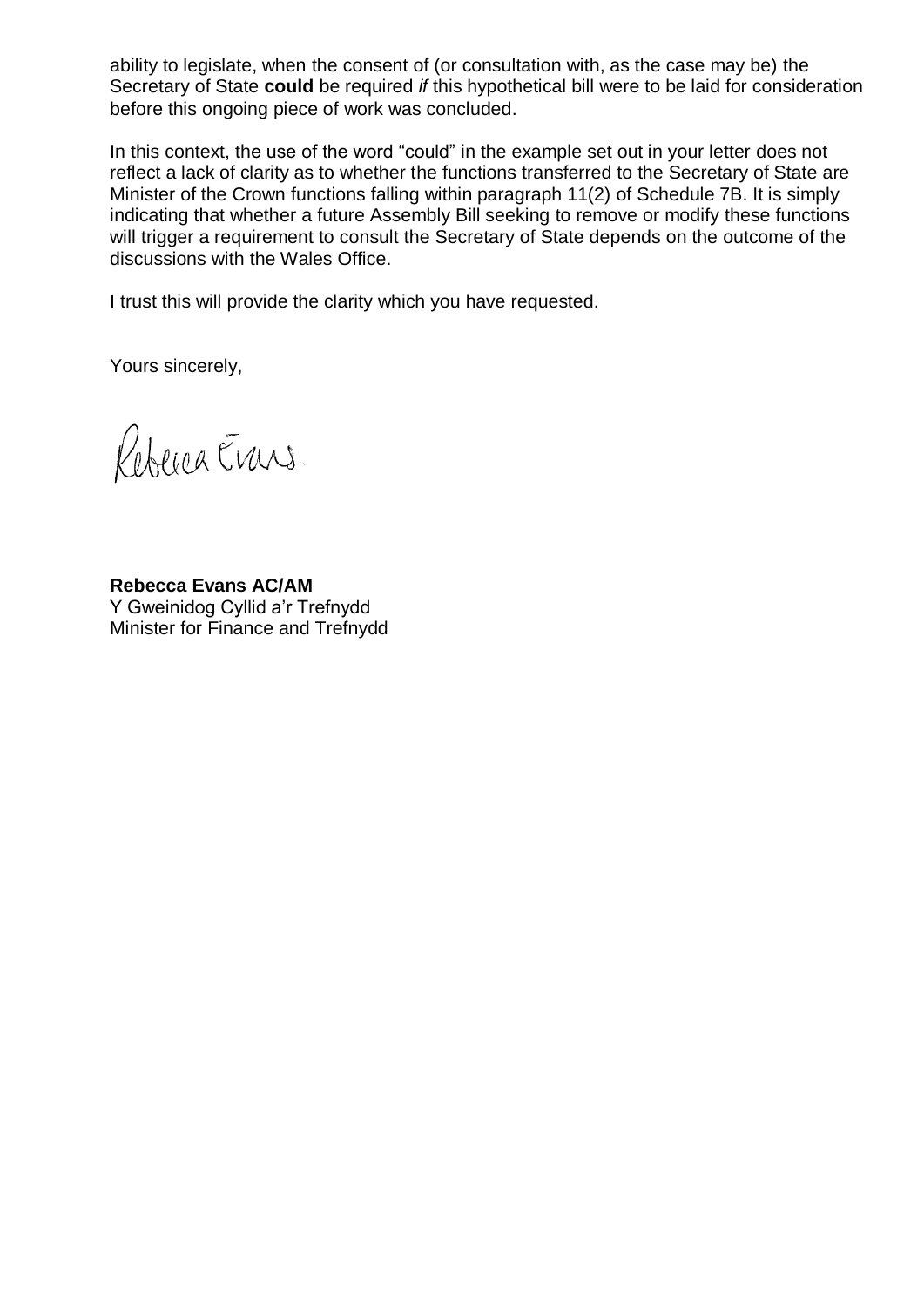ability to legislate, when the consent of (or consultation with, as the case may be) the Secretary of State **could** be required *if* this hypothetical bill were to be laid for consideration before this ongoing piece of work was concluded.

In this context, the use of the word "could" in the example set out in your letter does not reflect a lack of clarity as to whether the functions transferred to the Secretary of State are Minister of the Crown functions falling within paragraph 11(2) of Schedule 7B. It is simply indicating that whether a future Assembly Bill seeking to remove or modify these functions will trigger a requirement to consult the Secretary of State depends on the outcome of the discussions with the Wales Office.

I trust this will provide the clarity which you have requested.

Yours sincerely,

Rebecca Evans.

**Rebecca Evans AC/AM**
Y Gweinidog Cyllid a'r Trefnydd
Minister for Finance and Trefnydd